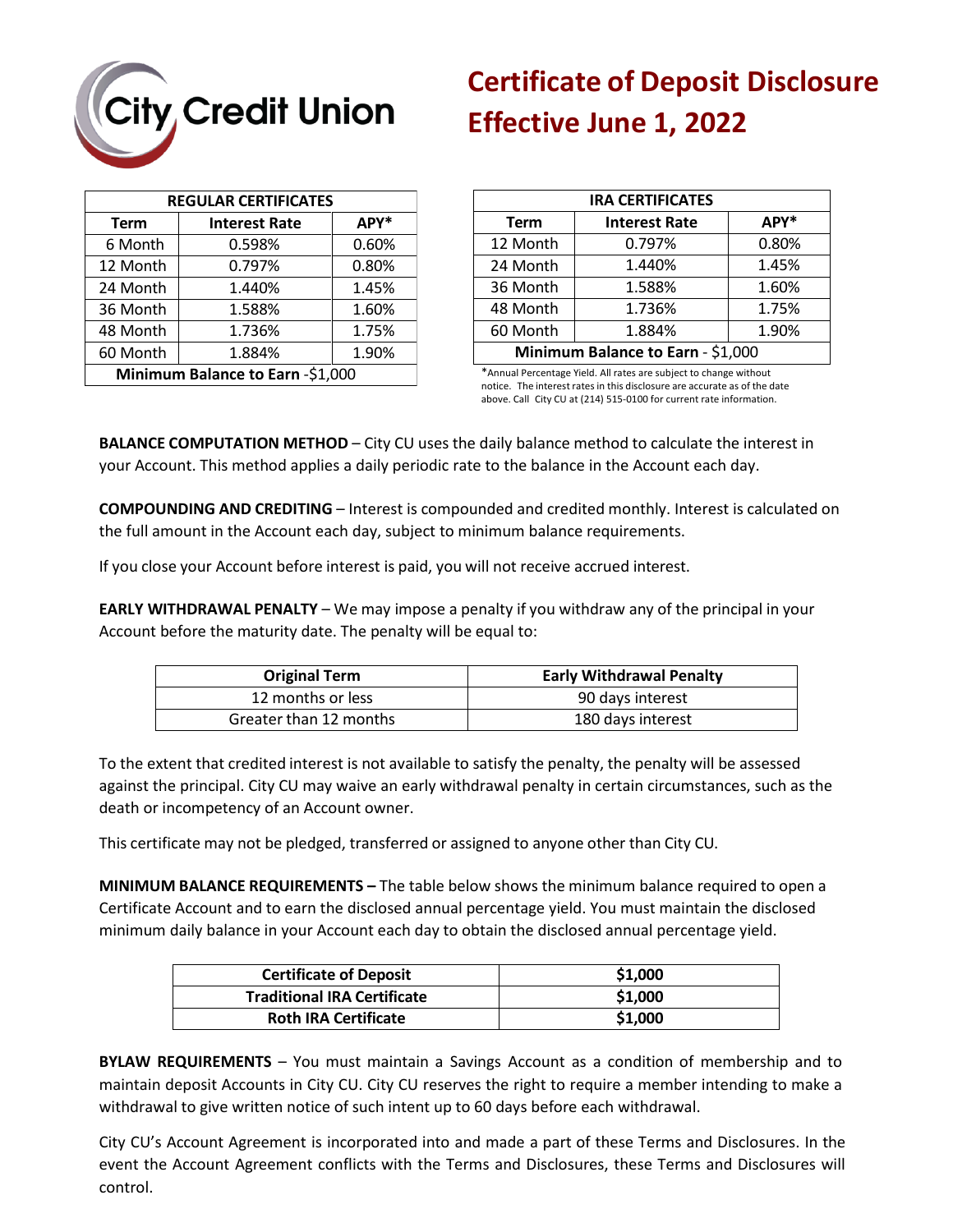City Credit Union

# Certificate of Deposit Disclosure
# Effective June 1, 2022

| REGULAR CERTIFICATES | | |
|---|---|---|
| **Term** | **Interest Rate** | **APY*** |
| 6 Month | 0.598% | 0.60% |
| 12 Month | 0.797% | 0.80% |
| 24 Month | 1.440% | 1.45% |
| 36 Month | 1.588% | 1.60% |
| 48 Month | 1.736% | 1.75% |
| 60 Month | 1.884% | 1.90% |
| **Minimum Balance to Earn** -$1,000 | | |

| IRA CERTIFICATES | | |
|---|---|---|
| **Term** | **Interest Rate** | **APY*** |
| 12 Month | 0.797% | 0.80% |
| 24 Month | 1.440% | 1.45% |
| 36 Month | 1.588% | 1.60% |
| 48 Month | 1.736% | 1.75% |
| 60 Month | 1.884% | 1.90% |
| **Minimum Balance to Earn** - $1,000 | | |

*Annual Percentage Yield. All rates are subject to change without notice. The interest rates in this disclosure are accurate as of the date above. Call City CU at (214) 515-0100 for current rate information.

**BALANCE COMPUTATION METHOD** – City CU uses the daily balance method to calculate the interest in your Account. This method applies a daily periodic rate to the balance in the Account each day.

**COMPOUNDING AND CREDITING** – Interest is compounded and credited monthly. Interest is calculated on the full amount in the Account each day, subject to minimum balance requirements.

If you close your Account before interest is paid, you will not receive accrued interest.

**EARLY WITHDRAWAL PENALTY** – We may impose a penalty if you withdraw any of the principal in your Account before the maturity date. The penalty will be equal to:

| Original Term | Early Withdrawal Penalty |
|---|---|
| 12 months or less | 90 days interest |
| Greater than 12 months | 180 days interest |

To the extent that credited interest is not available to satisfy the penalty, the penalty will be assessed against the principal. City CU may waive an early withdrawal penalty in certain circumstances, such as the death or incompetency of an Account owner.

This certificate may not be pledged, transferred or assigned to anyone other than City CU.

**MINIMUM BALANCE REQUIREMENTS –** The table below shows the minimum balance required to open a Certificate Account and to earn the disclosed annual percentage yield. You must maintain the disclosed minimum daily balance in your Account each day to obtain the disclosed annual percentage yield.

| Certificate of Deposit | $1,000 |
|---|---|
| **Traditional IRA Certificate** | **$1,000** |
| **Roth IRA Certificate** | **$1,000** |

**BYLAW REQUIREMENTS** – You must maintain a Savings Account as a condition of membership and to maintain deposit Accounts in City CU. City CU reserves the right to require a member intending to make a withdrawal to give written notice of such intent up to 60 days before each withdrawal.

City CU's Account Agreement is incorporated into and made a part of these Terms and Disclosures. In the event the Account Agreement conflicts with the Terms and Disclosures, these Terms and Disclosures will control.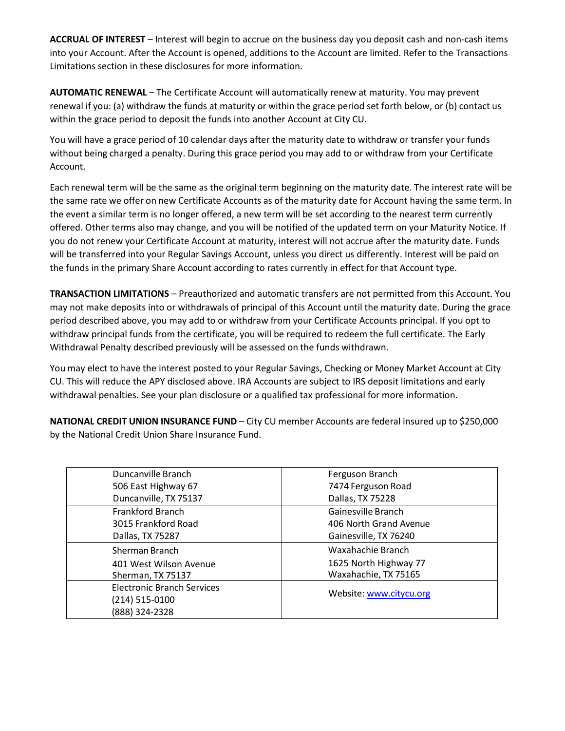**ACCRUAL OF INTEREST** – Interest will begin to accrue on the business day you deposit cash and non-cash items into your Account. After the Account is opened, additions to the Account are limited. Refer to the Transactions Limitations section in these disclosures for more information.

**AUTOMATIC RENEWAL** – The Certificate Account will automatically renew at maturity. You may prevent renewal if you: (a) withdraw the funds at maturity or within the grace period set forth below, or (b) contact us within the grace period to deposit the funds into another Account at City CU.

You will have a grace period of 10 calendar days after the maturity date to withdraw or transfer your funds without being charged a penalty. During this grace period you may add to or withdraw from your Certificate Account.

Each renewal term will be the same as the original term beginning on the maturity date. The interest rate will be the same rate we offer on new Certificate Accounts as of the maturity date for Account having the same term. In the event a similar term is no longer offered, a new term will be set according to the nearest term currently offered. Other terms also may change, and you will be notified of the updated term on your Maturity Notice. If you do not renew your Certificate Account at maturity, interest will not accrue after the maturity date. Funds will be transferred into your Regular Savings Account, unless you direct us differently. Interest will be paid on the funds in the primary Share Account according to rates currently in effect for that Account type.

**TRANSACTION LIMITATIONS** – Preauthorized and automatic transfers are not permitted from this Account. You may not make deposits into or withdrawals of principal of this Account until the maturity date. During the grace period described above, you may add to or withdraw from your Certificate Accounts principal. If you opt to withdraw principal funds from the certificate, you will be required to redeem the full certificate. The Early Withdrawal Penalty described previously will be assessed on the funds withdrawn.

You may elect to have the interest posted to your Regular Savings, Checking or Money Market Account at City CU. This will reduce the APY disclosed above. IRA Accounts are subject to IRS deposit limitations and early withdrawal penalties. See your plan disclosure or a qualified tax professional for more information.

**NATIONAL CREDIT UNION INSURANCE FUND** – City CU member Accounts are federal insured up to $250,000 by the National Credit Union Share Insurance Fund.

| | |
|---|---|
| Duncanville Branch<br>506 East Highway 67<br>Duncanville, TX 75137 | Ferguson Branch<br>7474 Ferguson Road<br>Dallas, TX 75228 |
| Frankford Branch<br>3015 Frankford Road<br>Dallas, TX 75287 | Gainesville Branch<br>406 North Grand Avenue<br>Gainesville, TX 76240 |
| Sherman Branch<br>401 West Wilson Avenue<br>Sherman, TX 75137 | Waxahachie Branch<br>1625 North Highway 77<br>Waxahachie, TX 75165 |
| Electronic Branch Services<br>(214) 515-0100<br>(888) 324-2328 | Website: www.citycu.org |